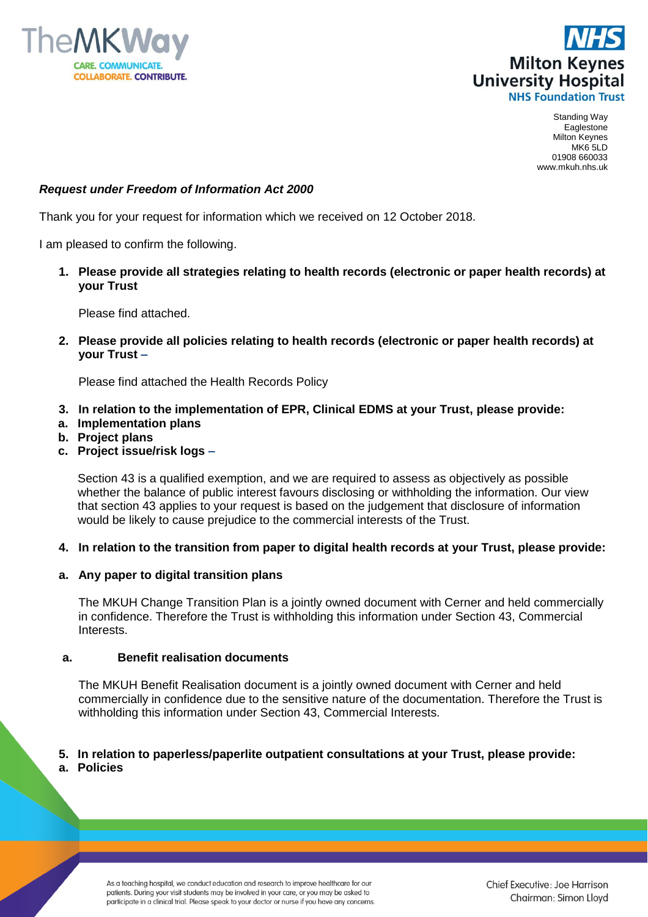Standing Way
Eaglestone
Milton Keynes
MK6 5LD
01908 660033
www.mkuh.nhs.uk

***Request under Freedom of Information Act 2000***

Thank you for your request for information which we received on 12 October 2018.

I am pleased to confirm the following.

1. **Please provide all strategies relating to health records (electronic or paper health records) at your Trust**

   Please find attached.

2. **Please provide all policies relating to health records (electronic or paper health records) at your Trust –**

   Please find attached the Health Records Policy

3. **In relation to the implementation of EPR, Clinical EDMS at your Trust, please provide:**

   a. **Implementation plans**
   b. **Project plans**
   c. **Project issue/risk logs –**

   Section 43 is a qualified exemption, and we are required to assess as objectively as possible whether the balance of public interest favours disclosing or withholding the information. Our view that section 43 applies to your request is based on the judgement that disclosure of information would be likely to cause prejudice to the commercial interests of the Trust.

4. **In relation to the transition from paper to digital health records at your Trust, please provide:**

   a. **Any paper to digital transition plans**

   The MKUH Change Transition Plan is a jointly owned document with Cerner and held commercially in confidence. Therefore the Trust is withholding this information under Section 43, Commercial Interests.

   a. **Benefit realisation documents**

   The MKUH Benefit Realisation document is a jointly owned document with Cerner and held commercially in confidence due to the sensitive nature of the documentation. Therefore the Trust is withholding this information under Section 43, Commercial Interests.

5. **In relation to paperless/paperlite outpatient consultations at your Trust, please provide:**

   a. **Policies**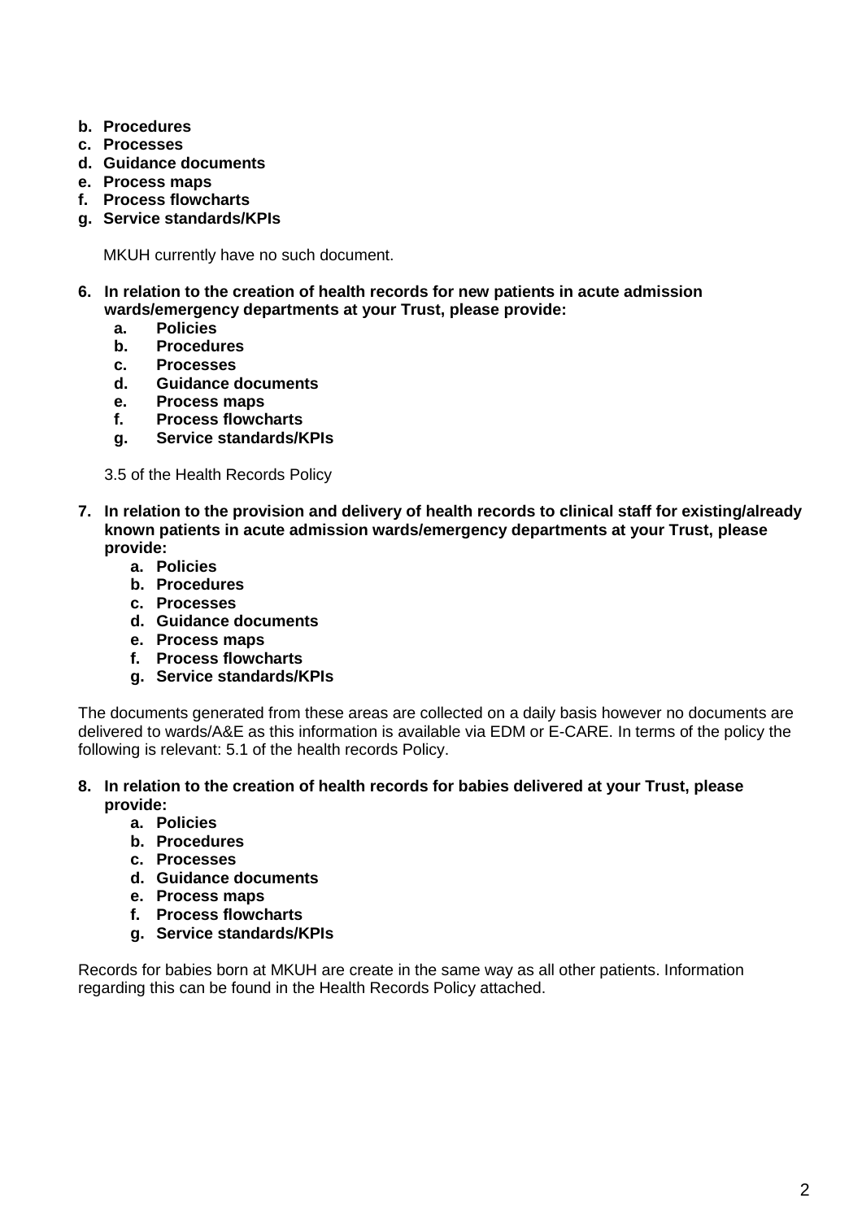- **b. Procedures**
- **c. Processes**
- **d. Guidance documents**
- **e. Process maps**
- **f. Process flowcharts**
- **g. Service standards/KPIs**

  MKUH currently have no such document.

**6. In relation to the creation of health records for new patients in acute admission wards/emergency departments at your Trust, please provide:**
   - **a. Policies**
   - **b. Procedures**
   - **c. Processes**
   - **d. Guidance documents**
   - **e. Process maps**
   - **f. Process flowcharts**
   - **g. Service standards/KPIs**

   3.5 of the Health Records Policy

**7. In relation to the provision and delivery of health records to clinical staff for existing/already known patients in acute admission wards/emergency departments at your Trust, please provide:**
   - **a. Policies**
   - **b. Procedures**
   - **c. Processes**
   - **d. Guidance documents**
   - **e. Process maps**
   - **f. Process flowcharts**
   - **g. Service standards/KPIs**

The documents generated from these areas are collected on a daily basis however no documents are delivered to wards/A&E as this information is available via EDM or E-CARE. In terms of the policy the following is relevant: 5.1 of the health records Policy.

**8. In relation to the creation of health records for babies delivered at your Trust, please provide:**
   - **a. Policies**
   - **b. Procedures**
   - **c. Processes**
   - **d. Guidance documents**
   - **e. Process maps**
   - **f. Process flowcharts**
   - **g. Service standards/KPIs**

Records for babies born at MKUH are create in the same way as all other patients. Information regarding this can be found in the Health Records Policy attached.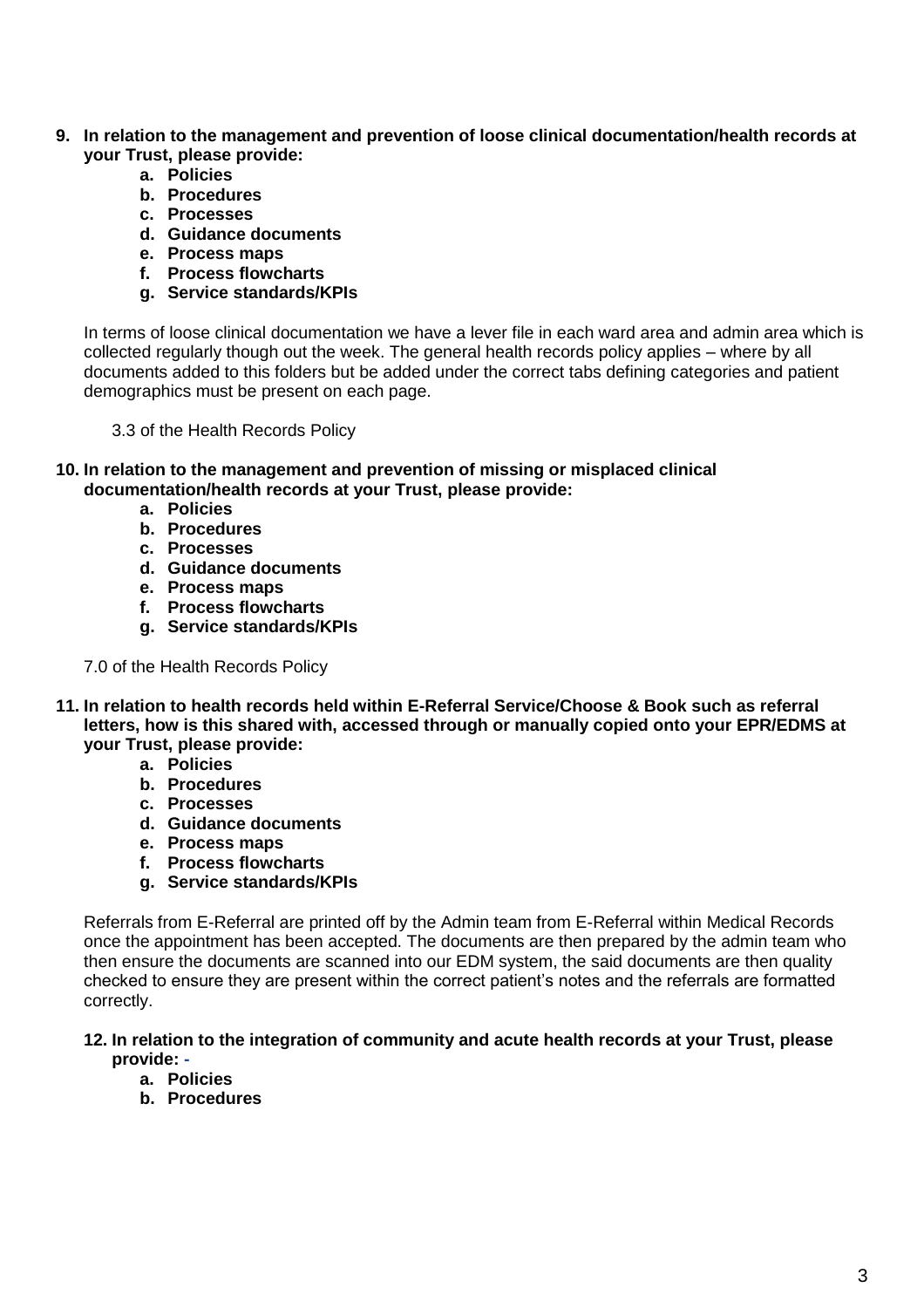9. **In relation to the management and prevention of loose clinical documentation/health records at your Trust, please provide:**
    a. **Policies**
    b. **Procedures**
    c. **Processes**
    d. **Guidance documents**
    e. **Process maps**
    f. **Process flowcharts**
    g. **Service standards/KPIs**

    In terms of loose clinical documentation we have a lever file in each ward area and admin area which is collected regularly though out the week. The general health records policy applies – where by all documents added to this folders but be added under the correct tabs defining categories and patient demographics must be present on each page.

    3.3 of the Health Records Policy

10. **In relation to the management and prevention of missing or misplaced clinical documentation/health records at your Trust, please provide:**
    a. **Policies**
    b. **Procedures**
    c. **Processes**
    d. **Guidance documents**
    e. **Process maps**
    f. **Process flowcharts**
    g. **Service standards/KPIs**

    7.0 of the Health Records Policy

11. **In relation to health records held within E-Referral Service/Choose & Book such as referral letters, how is this shared with, accessed through or manually copied onto your EPR/EDMS at your Trust, please provide:**
    a. **Policies**
    b. **Procedures**
    c. **Processes**
    d. **Guidance documents**
    e. **Process maps**
    f. **Process flowcharts**
    g. **Service standards/KPIs**

    Referrals from E-Referral are printed off by the Admin team from E-Referral within Medical Records once the appointment has been accepted. The documents are then prepared by the admin team who then ensure the documents are scanned into our EDM system, the said documents are then quality checked to ensure they are present within the correct patient's notes and the referrals are formatted correctly.

12. **In relation to the integration of community and acute health records at your Trust, please provide: -**
    a. **Policies**
    b. **Procedures**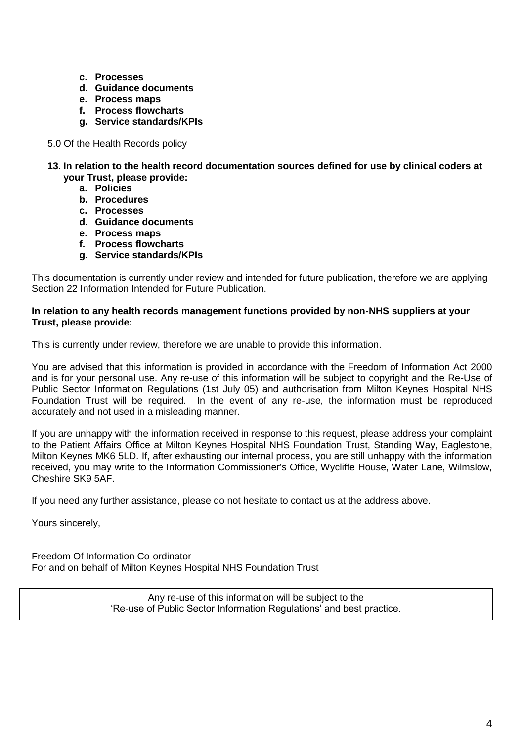c. **Processes**
d. **Guidance documents**
e. **Process maps**
f. **Process flowcharts**
g. **Service standards/KPIs**

5.0 Of the Health Records policy

**13. In relation to the health record documentation sources defined for use by clinical coders at your Trust, please provide:**

a. **Policies**
b. **Procedures**
c. **Processes**
d. **Guidance documents**
e. **Process maps**
f. **Process flowcharts**
g. **Service standards/KPIs**

This documentation is currently under review and intended for future publication, therefore we are applying Section 22 Information Intended for Future Publication.

**In relation to any health records management functions provided by non-NHS suppliers at your Trust, please provide:**

This is currently under review, therefore we are unable to provide this information.

You are advised that this information is provided in accordance with the Freedom of Information Act 2000 and is for your personal use. Any re-use of this information will be subject to copyright and the Re-Use of Public Sector Information Regulations (1st July 05) and authorisation from Milton Keynes Hospital NHS Foundation Trust will be required. In the event of any re-use, the information must be reproduced accurately and not used in a misleading manner.

If you are unhappy with the information received in response to this request, please address your complaint to the Patient Affairs Office at Milton Keynes Hospital NHS Foundation Trust, Standing Way, Eaglestone, Milton Keynes MK6 5LD. If, after exhausting our internal process, you are still unhappy with the information received, you may write to the Information Commissioner's Office, Wycliffe House, Water Lane, Wilmslow, Cheshire SK9 5AF.

If you need any further assistance, please do not hesitate to contact us at the address above.

Yours sincerely,

Freedom Of Information Co-ordinator
For and on behalf of Milton Keynes Hospital NHS Foundation Trust

Any re-use of this information will be subject to the
'Re-use of Public Sector Information Regulations' and best practice.